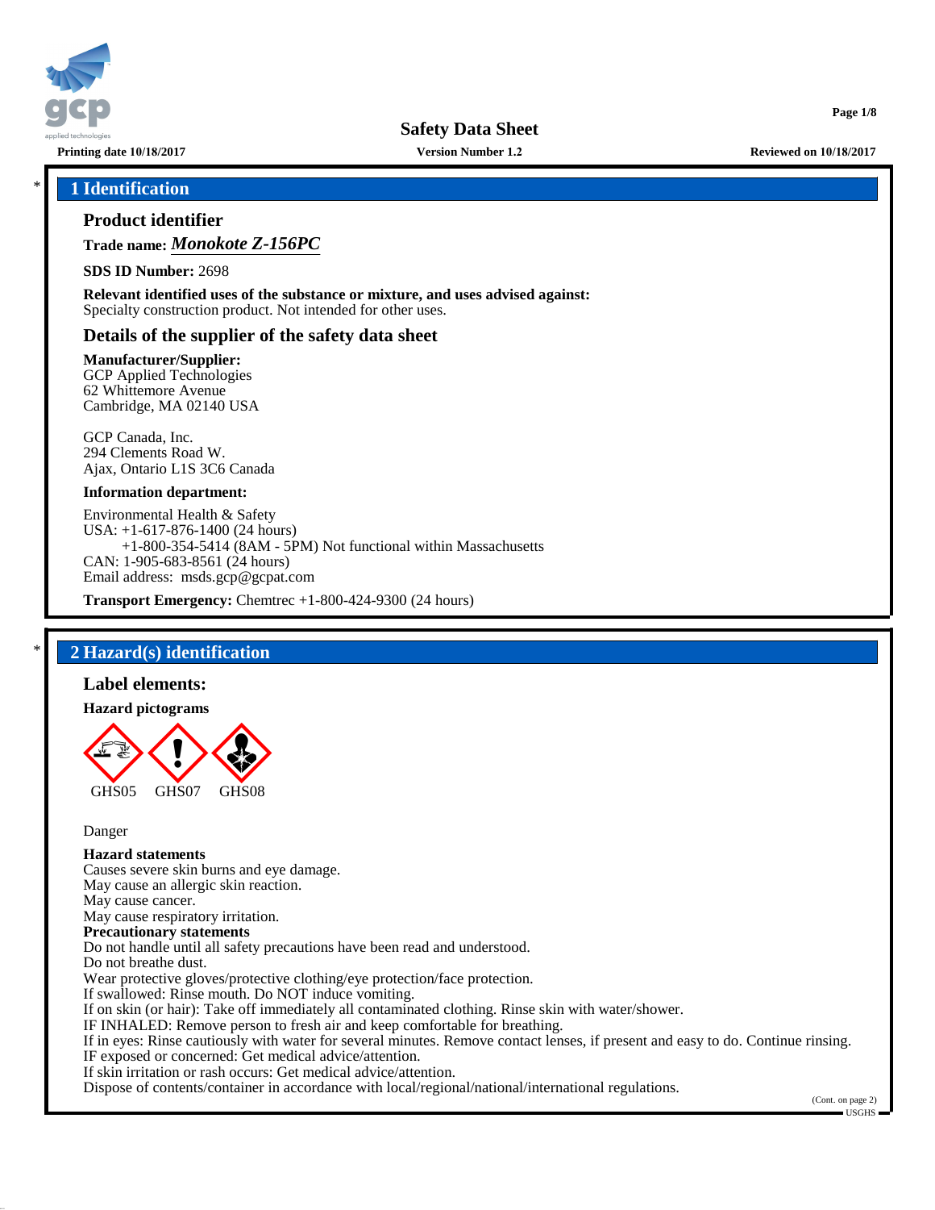# Safety Data Sheet

**Printing date 10/18/2017** | **Version Number 1.2** | **Reviewed on 10/18/2017**

## * 1 Identification

### Product identifier

**Trade name:** ***Monokote Z-156PC***

**SDS ID Number:** 2698

**Relevant identified uses of the substance or mixture, and uses advised against:**
Specialty construction product. Not intended for other uses.

### Details of the supplier of the safety data sheet

**Manufacturer/Supplier:**
GCP Applied Technologies
62 Whittemore Avenue
Cambridge, MA 02140 USA

GCP Canada, Inc.
294 Clements Road W.
Ajax, Ontario L1S 3C6 Canada

**Information department:**

Environmental Health & Safety
USA: +1-617-876-1400 (24 hours)
+1-800-354-5414 (8AM - 5PM) Not functional within Massachusetts
CAN: 1-905-683-8561 (24 hours)
Email address: msds.gcp@gcpat.com

**Transport Emergency:** Chemtrec +1-800-424-9300 (24 hours)

## * 2 Hazard(s) identification

### Label elements:

**Hazard pictograms**

GHS05 GHS07 GHS08

Danger

**Hazard statements**
Causes severe skin burns and eye damage.
May cause an allergic skin reaction.
May cause cancer.
May cause respiratory irritation.

**Precautionary statements**
Do not handle until all safety precautions have been read and understood.
Do not breathe dust.
Wear protective gloves/protective clothing/eye protection/face protection.
If swallowed: Rinse mouth. Do NOT induce vomiting.
If on skin (or hair): Take off immediately all contaminated clothing. Rinse skin with water/shower.
IF INHALED: Remove person to fresh air and keep comfortable for breathing.
If in eyes: Rinse cautiously with water for several minutes. Remove contact lenses, if present and easy to do. Continue rinsing.
IF exposed or concerned: Get medical advice/attention.
If skin irritation or rash occurs: Get medical advice/attention.
Dispose of contents/container in accordance with local/regional/national/international regulations.

(Cont. on page 2)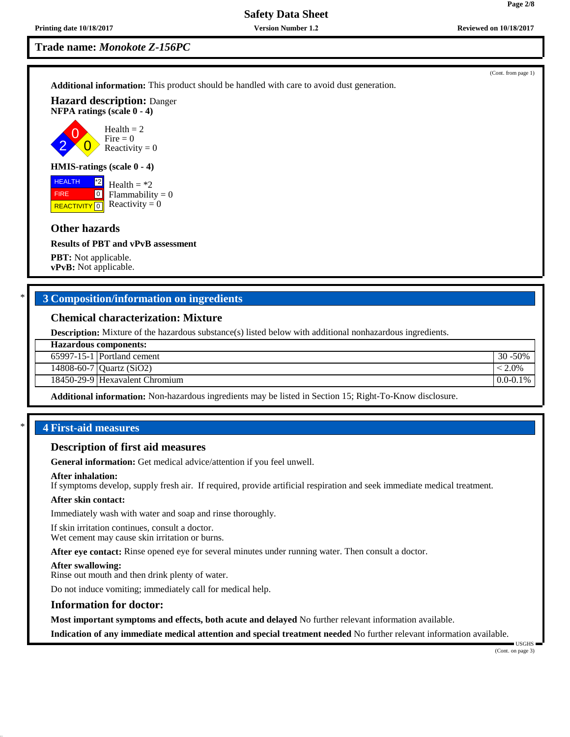**Trade name:** ***Monokote Z-156PC***

(Cont. from page 1)

**Additional information:** This product should be handled with care to avoid dust generation.

**Hazard description:** Danger

**NFPA ratings (scale 0 - 4)**

Health = 2
Fire = 0
Reactivity = 0

**HMIS-ratings (scale 0 - 4)**

| HEALTH | *2 |
|---|---|
| FIRE | 0 |
| REACTIVITY | 0 |

Health = *2
Flammability = 0
Reactivity = 0

### Other hazards

**Results of PBT and vPvB assessment**

**PBT:** Not applicable.
**vPvB:** Not applicable.

## * 3 Composition/information on ingredients

### Chemical characterization: Mixture

**Description:** Mixture of the hazardous substance(s) listed below with additional nonhazardous ingredients.

| **Hazardous components:** | | |
|---|---|---|
| 65997-15-1 | Portland cement | 30 -50% |
| 14808-60-7 | Quartz ($SiO_2$) | < 2.0% |
| 18450-29-9 | Hexavalent Chromium | 0.0-0.1% |

**Additional information:** Non-hazardous ingredients may be listed in Section 15; Right-To-Know disclosure.

## * 4 First-aid measures

### Description of first aid measures

**General information:** Get medical advice/attention if you feel unwell.

**After inhalation:**
If symptoms develop, supply fresh air. If required, provide artificial respiration and seek immediate medical treatment.

**After skin contact:**

Immediately wash with water and soap and rinse thoroughly.

If skin irritation continues, consult a doctor.
Wet cement may cause skin irritation or burns.

**After eye contact:** Rinse opened eye for several minutes under running water. Then consult a doctor.

**After swallowing:**
Rinse out mouth and then drink plenty of water.

Do not induce vomiting; immediately call for medical help.

### Information for doctor:

**Most important symptoms and effects, both acute and delayed** No further relevant information available.

**Indication of any immediate medical attention and special treatment needed** No further relevant information available.

(Cont. on page 3)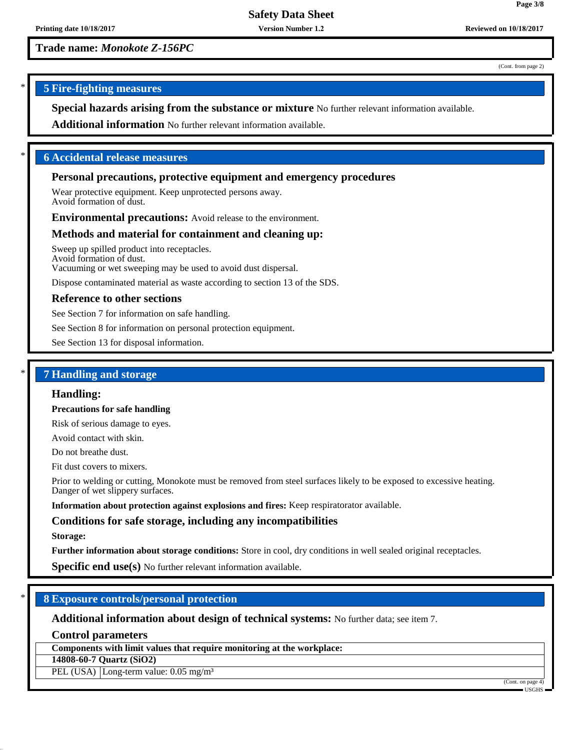**Trade name:** ***Monokote Z-156PC***

(Cont. from page 2)

## 5 Fire-fighting measures

**Special hazards arising from the substance or mixture** No further relevant information available.

**Additional information** No further relevant information available.

## 6 Accidental release measures

### Personal precautions, protective equipment and emergency procedures

Wear protective equipment. Keep unprotected persons away.
Avoid formation of dust.

**Environmental precautions:** Avoid release to the environment.

### Methods and material for containment and cleaning up:

Sweep up spilled product into receptacles.
Avoid formation of dust.
Vacuuming or wet sweeping may be used to avoid dust dispersal.

Dispose contaminated material as waste according to section 13 of the SDS.

### Reference to other sections

See Section 7 for information on safe handling.

See Section 8 for information on personal protection equipment.

See Section 13 for disposal information.

## 7 Handling and storage

### Handling:

**Precautions for safe handling**

Risk of serious damage to eyes.

Avoid contact with skin.

Do not breathe dust.

Fit dust covers to mixers.

Prior to welding or cutting, Monokote must be removed from steel surfaces likely to be exposed to excessive heating.
Danger of wet slippery surfaces.

**Information about protection against explosions and fires:** Keep respiratorator available.

### Conditions for safe storage, including any incompatibilities

**Storage:**

**Further information about storage conditions:** Store in cool, dry conditions in well sealed original receptacles.

**Specific end use(s)** No further relevant information available.

## 8 Exposure controls/personal protection

**Additional information about design of technical systems:** No further data; see item 7.

### Control parameters

| Components with limit values that require monitoring at the workplace: | |
|---|---|
| **14808-60-7 Quartz ($SiO_2$)** | |
| PEL (USA) | Long-term value: 0.05 mg/m³ |

(Cont. on page 4)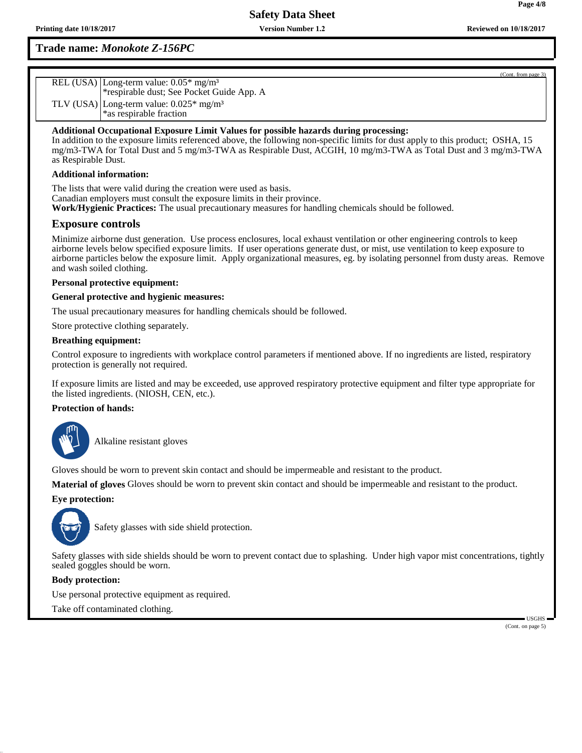**Trade name: *Monokote Z-156PC***

(Cont. from page 3)

| | |
|---|---|
| REL (USA) | Long-term value: 0.05* mg/m³<br>*respirable dust; See Pocket Guide App. A |
| TLV (USA) | Long-term value: 0.025* mg/m³<br>*as respirable fraction |

**Additional Occupational Exposure Limit Values for possible hazards during processing:**
In addition to the exposure limits referenced above, the following non-specific limits for dust apply to this product; OSHA, 15 mg/m3-TWA for Total Dust and 5 mg/m3-TWA as Respirable Dust, ACGIH, 10 mg/m3-TWA as Total Dust and 3 mg/m3-TWA as Respirable Dust.

**Additional information:**

The lists that were valid during the creation were used as basis.
Canadian employers must consult the exposure limits in their province.
**Work/Hygienic Practices:** The usual precautionary measures for handling chemicals should be followed.

## Exposure controls

Minimize airborne dust generation. Use process enclosures, local exhaust ventilation or other engineering controls to keep airborne levels below specified exposure limits. If user operations generate dust, or mist, use ventilation to keep exposure to airborne particles below the exposure limit. Apply organizational measures, eg. by isolating personnel from dusty areas. Remove and wash soiled clothing.

**Personal protective equipment:**

**General protective and hygienic measures:**

The usual precautionary measures for handling chemicals should be followed.

Store protective clothing separately.

**Breathing equipment:**

Control exposure to ingredients with workplace control parameters if mentioned above. If no ingredients are listed, respiratory protection is generally not required.

If exposure limits are listed and may be exceeded, use approved respiratory protective equipment and filter type appropriate for the listed ingredients. (NIOSH, CEN, etc.).

**Protection of hands:**

Alkaline resistant gloves

Gloves should be worn to prevent skin contact and should be impermeable and resistant to the product.

**Material of gloves** Gloves should be worn to prevent skin contact and should be impermeable and resistant to the product.

**Eye protection:**

Safety glasses with side shield protection.

Safety glasses with side shields should be worn to prevent contact due to splashing. Under high vapor mist concentrations, tightly sealed goggles should be worn.

**Body protection:**

Use personal protective equipment as required.

Take off contaminated clothing.

(Cont. on page 5)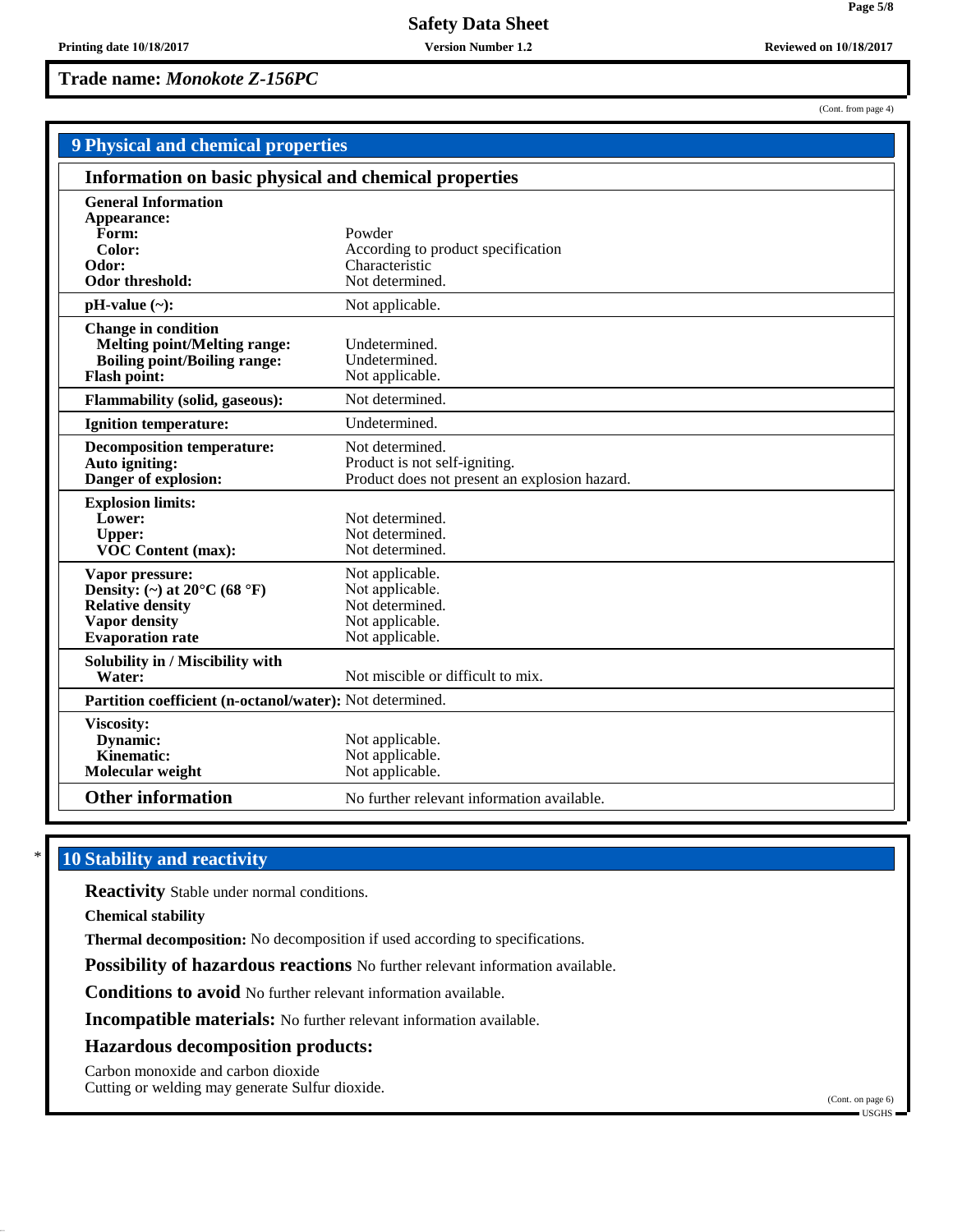**Trade name:** ***Monokote Z-156PC***

(Cont. from page 4)

## 9 Physical and chemical properties

### Information on basic physical and chemical properties

| | |
|---|---|
| **General Information** | |
| **Appearance:** | |
| **Form:** | Powder |
| **Color:** | According to product specification |
| **Odor:** | Characteristic |
| **Odor threshold:** | Not determined. |
| **pH-value (~):** | Not applicable. |
| **Change in condition** | |
| **Melting point/Melting range:** | Undetermined. |
| **Boiling point/Boiling range:** | Undetermined. |
| **Flash point:** | Not applicable. |
| **Flammability (solid, gaseous):** | Not determined. |
| **Ignition temperature:** | Undetermined. |
| **Decomposition temperature:** | Not determined. |
| **Auto igniting:** | Product is not self-igniting. |
| **Danger of explosion:** | Product does not present an explosion hazard. |
| **Explosion limits:** | |
| **Lower:** | Not determined. |
| **Upper:** | Not determined. |
| **VOC Content (max):** | Not determined. |
| **Vapor pressure:** | Not applicable. |
| **Density: (~) at 20°C (68 °F)** | Not applicable. |
| **Relative density** | Not determined. |
| **Vapor density** | Not applicable. |
| **Evaporation rate** | Not applicable. |
| **Solubility in / Miscibility with** | |
| **Water:** | Not miscible or difficult to mix. |
| **Partition coefficient (n-octanol/water):** | Not determined. |
| **Viscosity:** | |
| **Dynamic:** | Not applicable. |
| **Kinematic:** | Not applicable. |
| **Molecular weight** | Not applicable. |
| **Other information** | No further relevant information available. |

## * 10 Stability and reactivity

**Reactivity** Stable under normal conditions.

**Chemical stability**

**Thermal decomposition:** No decomposition if used according to specifications.

**Possibility of hazardous reactions** No further relevant information available.

**Conditions to avoid** No further relevant information available.

**Incompatible materials:** No further relevant information available.

**Hazardous decomposition products:**

Carbon monoxide and carbon dioxide
Cutting or welding may generate Sulfur dioxide.

(Cont. on page 6)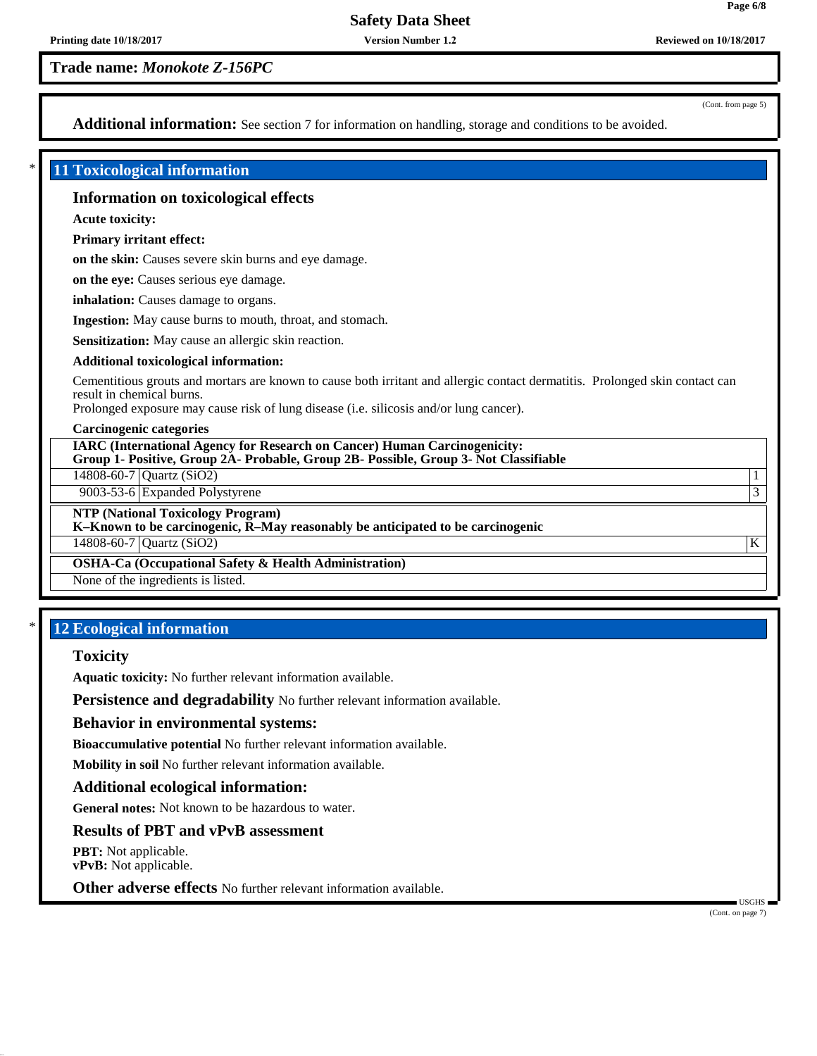**Trade name:** ***Monokote Z-156PC***

(Cont. from page 5)

**Additional information:** See section 7 for information on handling, storage and conditions to be avoided.

## 11 Toxicological information

### Information on toxicological effects

**Acute toxicity:**

**Primary irritant effect:**

**on the skin:** Causes severe skin burns and eye damage.

**on the eye:** Causes serious eye damage.

**inhalation:** Causes damage to organs.

**Ingestion:** May cause burns to mouth, throat, and stomach.

**Sensitization:** May cause an allergic skin reaction.

**Additional toxicological information:**

Cementitious grouts and mortars are known to cause both irritant and allergic contact dermatitis. Prolonged skin contact can result in chemical burns.
Prolonged exposure may cause risk of lung disease (i.e. silicosis and/or lung cancer).

**Carcinogenic categories**

| **IARC (International Agency for Research on Cancer) Human Carcinogenicity: Group 1- Positive, Group 2A- Probable, Group 2B- Possible, Group 3- Not Classifiable** | | |
|---|---|---|
| 14808-60-7 | Quartz ($SiO_2$) | 1 |
| 9003-53-6 | Expanded Polystyrene | 3 |

| **NTP (National Toxicology Program) K–Known to be carcinogenic, R–May reasonably be anticipated to be carcinogenic** | | |
|---|---|---|
| 14808-60-7 | Quartz ($SiO_2$) | K |

| **OSHA-Ca (Occupational Safety & Health Administration)** |
|---|
| None of the ingredients is listed. |

## 12 Ecological information

### Toxicity

**Aquatic toxicity:** No further relevant information available.

**Persistence and degradability** No further relevant information available.

### Behavior in environmental systems:

**Bioaccumulative potential** No further relevant information available.

**Mobility in soil** No further relevant information available.

### Additional ecological information:

**General notes:** Not known to be hazardous to water.

### Results of PBT and vPvB assessment

**PBT:** Not applicable.
**vPvB:** Not applicable.

**Other adverse effects** No further relevant information available.

(Cont. on page 7)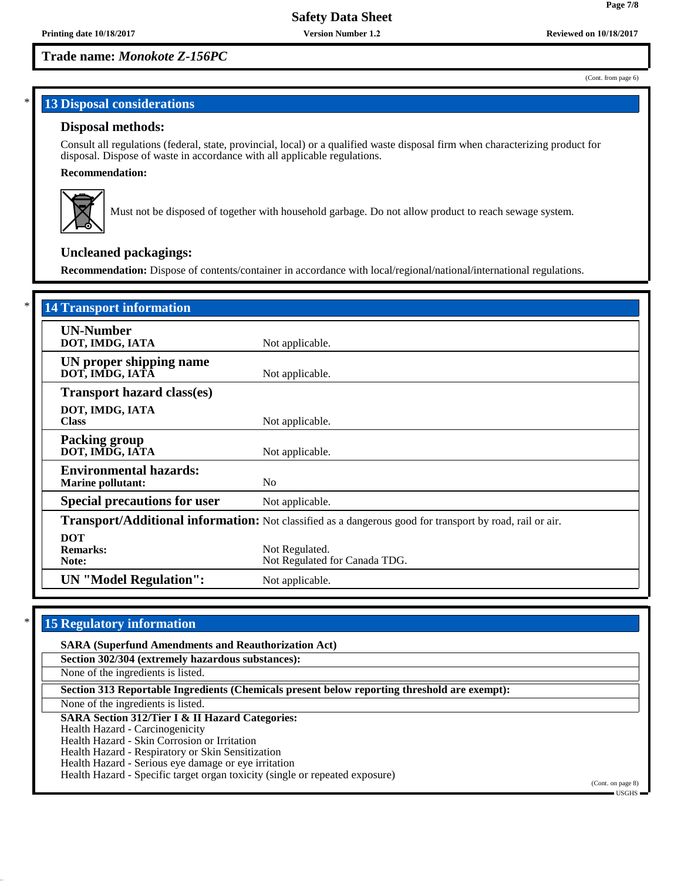**Trade name: *Monokote Z-156PC***

(Cont. from page 6)

## 13 Disposal considerations

### Disposal methods:

Consult all regulations (federal, state, provincial, local) or a qualified waste disposal firm when characterizing product for disposal. Dispose of waste in accordance with all applicable regulations.

**Recommendation:**

Must not be disposed of together with household garbage. Do not allow product to reach sewage system.

### Uncleaned packagings:

**Recommendation:** Dispose of contents/container in accordance with local/regional/national/international regulations.

## 14 Transport information

| | |
|---|---|
| **UN-Number**<br>**DOT, IMDG, IATA** | Not applicable. |
| **UN proper shipping name**<br>**DOT, IMDG, IATA** | Not applicable. |
| **Transport hazard class(es)**<br>**DOT, IMDG, IATA**<br>**Class** | Not applicable. |
| **Packing group**<br>**DOT, IMDG, IATA** | Not applicable. |
| **Environmental hazards:**<br>**Marine pollutant:** | No |
| **Special precautions for user** | Not applicable. |
| **Transport/Additional information:** | Not classified as a dangerous good for transport by road, rail or air. |
| **DOT**<br>**Remarks:**<br>**Note:** | <br>Not Regulated.<br>Not Regulated for Canada TDG. |
| **UN "Model Regulation":** | Not applicable. |

## 15 Regulatory information

**SARA (Superfund Amendments and Reauthorization Act)**

**Section 302/304 (extremely hazardous substances):**

None of the ingredients is listed.

**Section 313 Reportable Ingredients (Chemicals present below reporting threshold are exempt):**

None of the ingredients is listed.

**SARA Section 312/Tier I & II Hazard Categories:**

Health Hazard - Carcinogenicity
Health Hazard - Skin Corrosion or Irritation
Health Hazard - Respiratory or Skin Sensitization
Health Hazard - Serious eye damage or eye irritation
Health Hazard - Specific target organ toxicity (single or repeated exposure)

(Cont. on page 8)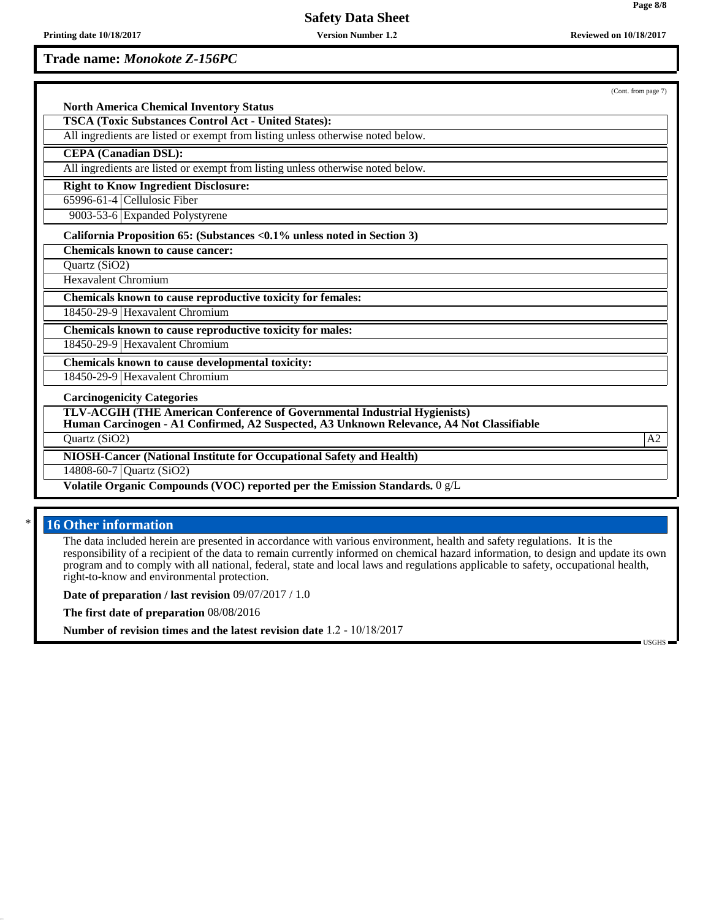**Trade name:** *Monokote Z-156PC*

(Cont. from page 7)

**North America Chemical Inventory Status**

**TSCA (Toxic Substances Control Act - United States):**

All ingredients are listed or exempt from listing unless otherwise noted below.

**CEPA (Canadian DSL):**

All ingredients are listed or exempt from listing unless otherwise noted below.

**Right to Know Ingredient Disclosure:**

| | |
|---|---|
| 65996-61-4 | Cellulosic Fiber |
| 9003-53-6 | Expanded Polystyrene |

**California Proposition 65: (Substances <0.1% unless noted in Section 3)**

**Chemicals known to cause cancer:**

Quartz ($SiO_2$)

Hexavalent Chromium

**Chemicals known to cause reproductive toxicity for females:**

| | |
|---|---|
| 18450-29-9 | Hexavalent Chromium |

**Chemicals known to cause reproductive toxicity for males:**

| | |
|---|---|
| 18450-29-9 | Hexavalent Chromium |

**Chemicals known to cause developmental toxicity:**

| | |
|---|---|
| 18450-29-9 | Hexavalent Chromium |

**Carcinogenicity Categories**

**TLV-ACGIH (THE American Conference of Governmental Industrial Hygienists)**
**Human Carcinogen - A1 Confirmed, A2 Suspected, A3 Unknown Relevance, A4 Not Classifiable**

| | |
|---|---|
| Quartz ($SiO_2$) | A2 |

**NIOSH-Cancer (National Institute for Occupational Safety and Health)**

| | |
|---|---|
| 14808-60-7 | Quartz ($SiO_2$) |

**Volatile Organic Compounds (VOC) reported per the Emission Standards.** 0 g/L

## * 16 Other information

The data included herein are presented in accordance with various environment, health and safety regulations. It is the responsibility of a recipient of the data to remain currently informed on chemical hazard information, to design and update its own program and to comply with all national, federal, state and local laws and regulations applicable to safety, occupational health, right-to-know and environmental protection.

**Date of preparation / last revision** 09/07/2017 / 1.0

**The first date of preparation** 08/08/2016

**Number of revision times and the latest revision date** 1.2 - 10/18/2017

USGHS